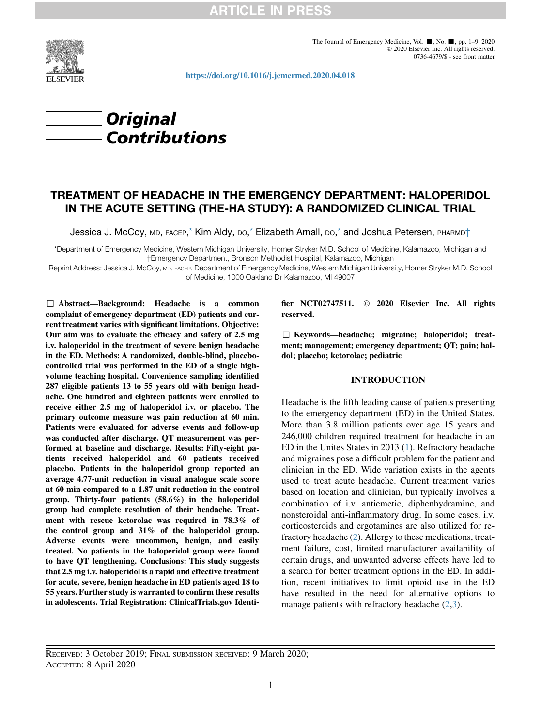# Original Contributions

## TREATMENT OF HEADACHE IN THE EMERGENCY DEPARTMENT: HALOPERIDOL IN THE ACUTE SETTING (THE-HA STUDY): A RANDOMIZED CLINICAL TRIAL

Jessica J. McCoy, MD, FACEP,* Kim Aldy, DO,* Elizabeth Arnall, DO,* and Joshua Petersen, PHARMD†

*Department of Emergency Medicine, Western Michigan University, Homer Stryker M.D. School of Medicine, Kalamazoo, Michigan and †Emergency Department, Bronson Methodist Hospital, Kalamazoo, Michigan

Reprint Address: Jessica J. McCoy, MD, FACEP, Department of Emergency Medicine, Western Michigan University, Homer Stryker M.D. School of Medicine, 1000 Oakland Dr Kalamazoo, MI 49007

**□ Abstract—Background: Headache is a common complaint of emergency department (ED) patients and current treatment varies with significant limitations. Objective: Our aim was to evaluate the efficacy and safety of 2.5 mg i.v. haloperidol in the treatment of severe benign headache in the ED. Methods: A randomized, double-blind, placebo-controlled trial was performed in the ED of a single high-volume teaching hospital. Convenience sampling identified 287 eligible patients 13 to 55 years old with benign headache. One hundred and eighteen patients were enrolled to receive either 2.5 mg of haloperidol i.v. or placebo. The primary outcome measure was pain reduction at 60 min. Patients were evaluated for adverse events and follow-up was conducted after discharge. QT measurement was performed at baseline and discharge. Results: Fifty-eight patients received haloperidol and 60 patients received placebo. Patients in the haloperidol group reported an average 4.77-unit reduction in visual analogue scale score at 60 min compared to a 1.87-unit reduction in the control group. Thirty-four patients (58.6%) in the haloperidol group had complete resolution of their headache. Treatment with rescue ketorolac was required in 78.3% of the control group and 31% of the haloperidol group. Adverse events were uncommon, benign, and easily treated. No patients in the haloperidol group were found to have QT lengthening. Conclusions: This study suggests that 2.5 mg i.v. haloperidol is a rapid and effective treatment for acute, severe, benign headache in ED patients aged 18 to 55 years. Further study is warranted to confirm these results in adolescents. Trial Registration: ClinicalTrials.gov Identifier NCT02747511. © 2020 Elsevier Inc. All rights reserved.**

**□ Keywords—headache; migraine; haloperidol; treatment; management; emergency department; QT; pain; haldol; placebo; ketorolac; pediatric**

## INTRODUCTION

Headache is the fifth leading cause of patients presenting to the emergency department (ED) in the United States. More than 3.8 million patients over age 15 years and 246,000 children required treatment for headache in an ED in the Unites States in 2013 (1). Refractory headache and migraines pose a difficult problem for the patient and clinician in the ED. Wide variation exists in the agents used to treat acute headache. Current treatment varies based on location and clinician, but typically involves a combination of i.v. antiemetic, diphenhydramine, and nonsteroidal anti-inflammatory drug. In some cases, i.v. corticosteroids and ergotamines are also utilized for refractory headache (2). Allergy to these medications, treatment failure, cost, limited manufacturer availability of certain drugs, and unwanted adverse effects have led to a search for better treatment options in the ED. In addition, recent initiatives to limit opioid use in the ED have resulted in the need for alternative options to manage patients with refractory headache (2,3).

RECEIVED: 3 October 2019; FINAL SUBMISSION RECEIVED: 9 March 2020;
ACCEPTED: 8 April 2020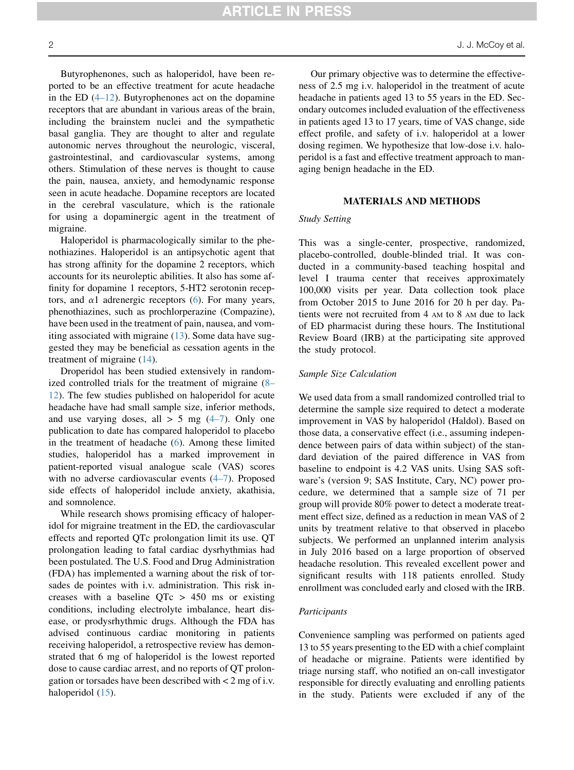Butyrophenones, such as haloperidol, have been reported to be an effective treatment for acute headache in the ED (4–12). Butyrophenones act on the dopamine receptors that are abundant in various areas of the brain, including the brainstem nuclei and the sympathetic basal ganglia. They are thought to alter and regulate autonomic nerves throughout the neurologic, visceral, gastrointestinal, and cardiovascular systems, among others. Stimulation of these nerves is thought to cause the pain, nausea, anxiety, and hemodynamic response seen in acute headache. Dopamine receptors are located in the cerebral vasculature, which is the rationale for using a dopaminergic agent in the treatment of migraine.

Haloperidol is pharmacologically similar to the phenothiazines. Haloperidol is an antipsychotic agent that has strong affinity for the dopamine 2 receptors, which accounts for its neuroleptic abilities. It also has some affinity for dopamine 1 receptors, 5-HT2 serotonin receptors, and $\alpha$1 adrenergic receptors (6). For many years, phenothiazines, such as prochlorperazine (Compazine), have been used in the treatment of pain, nausea, and vomiting associated with migraine (13). Some data have suggested they may be beneficial as cessation agents in the treatment of migraine (14).

Droperidol has been studied extensively in randomized controlled trials for the treatment of migraine (8–12). The few studies published on haloperidol for acute headache have had small sample size, inferior methods, and use varying doses, all > 5 mg (4–7). Only one publication to date has compared haloperidol to placebo in the treatment of headache (6). Among these limited studies, haloperidol has a marked improvement in patient-reported visual analogue scale (VAS) scores with no adverse cardiovascular events (4–7). Proposed side effects of haloperidol include anxiety, akathisia, and somnolence.

While research shows promising efficacy of haloperidol for migraine treatment in the ED, the cardiovascular effects and reported QTc prolongation limit its use. QT prolongation leading to fatal cardiac dysrhythmias had been postulated. The U.S. Food and Drug Administration (FDA) has implemented a warning about the risk of torsades de pointes with i.v. administration. This risk increases with a baseline QTc > 450 ms or existing conditions, including electrolyte imbalance, heart disease, or prodysrhythmic drugs. Although the FDA has advised continuous cardiac monitoring in patients receiving haloperidol, a retrospective review has demonstrated that 6 mg of haloperidol is the lowest reported dose to cause cardiac arrest, and no reports of QT prolongation or torsades have been described with < 2 mg of i.v. haloperidol (15).

Our primary objective was to determine the effectiveness of 2.5 mg i.v. haloperidol in the treatment of acute headache in patients aged 13 to 55 years in the ED. Secondary outcomes included evaluation of the effectiveness in patients aged 13 to 17 years, time of VAS change, side effect profile, and safety of i.v. haloperidol at a lower dosing regimen. We hypothesize that low-dose i.v. haloperidol is a fast and effective treatment approach to managing benign headache in the ED.

## MATERIALS AND METHODS

### *Study Setting*

This was a single-center, prospective, randomized, placebo-controlled, double-blinded trial. It was conducted in a community-based teaching hospital and level I trauma center that receives approximately 100,000 visits per year. Data collection took place from October 2015 to June 2016 for 20 h per day. Patients were not recruited from 4 AM to 8 AM due to lack of ED pharmacist during these hours. The Institutional Review Board (IRB) at the participating site approved the study protocol.

### *Sample Size Calculation*

We used data from a small randomized controlled trial to determine the sample size required to detect a moderate improvement in VAS by haloperidol (Haldol). Based on those data, a conservative effect (i.e., assuming independence between pairs of data within subject) of the standard deviation of the paired difference in VAS from baseline to endpoint is 4.2 VAS units. Using SAS software's (version 9; SAS Institute, Cary, NC) power procedure, we determined that a sample size of 71 per group will provide 80% power to detect a moderate treatment effect size, defined as a reduction in mean VAS of 2 units by treatment relative to that observed in placebo subjects. We performed an unplanned interim analysis in July 2016 based on a large proportion of observed headache resolution. This revealed excellent power and significant results with 118 patients enrolled. Study enrollment was concluded early and closed with the IRB.

### *Participants*

Convenience sampling was performed on patients aged 13 to 55 years presenting to the ED with a chief complaint of headache or migraine. Patients were identified by triage nursing staff, who notified an on-call investigator responsible for directly evaluating and enrolling patients in the study. Patients were excluded if any of the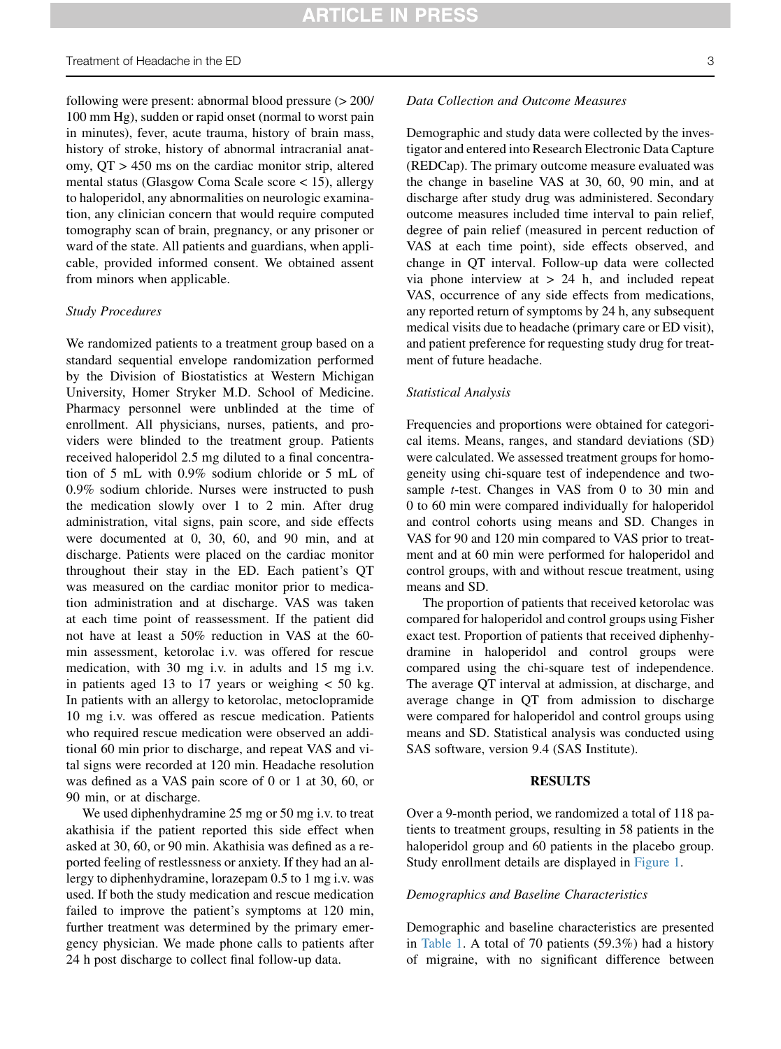following were present: abnormal blood pressure (> 200/100 mm Hg), sudden or rapid onset (normal to worst pain in minutes), fever, acute trauma, history of brain mass, history of stroke, history of abnormal intracranial anatomy, QT > 450 ms on the cardiac monitor strip, altered mental status (Glasgow Coma Scale score < 15), allergy to haloperidol, any abnormalities on neurologic examination, any clinician concern that would require computed tomography scan of brain, pregnancy, or any prisoner or ward of the state. All patients and guardians, when applicable, provided informed consent. We obtained assent from minors when applicable.

### *Study Procedures*

We randomized patients to a treatment group based on a standard sequential envelope randomization performed by the Division of Biostatistics at Western Michigan University, Homer Stryker M.D. School of Medicine. Pharmacy personnel were unblinded at the time of enrollment. All physicians, nurses, patients, and providers were blinded to the treatment group. Patients received haloperidol 2.5 mg diluted to a final concentration of 5 mL with 0.9% sodium chloride or 5 mL of 0.9% sodium chloride. Nurses were instructed to push the medication slowly over 1 to 2 min. After drug administration, vital signs, pain score, and side effects were documented at 0, 30, 60, and 90 min, and at discharge. Patients were placed on the cardiac monitor throughout their stay in the ED. Each patient's QT was measured on the cardiac monitor prior to medication administration and at discharge. VAS was taken at each time point of reassessment. If the patient did not have at least a 50% reduction in VAS at the 60-min assessment, ketorolac i.v. was offered for rescue medication, with 30 mg i.v. in adults and 15 mg i.v. in patients aged 13 to 17 years or weighing < 50 kg. In patients with an allergy to ketorolac, metoclopramide 10 mg i.v. was offered as rescue medication. Patients who required rescue medication were observed an additional 60 min prior to discharge, and repeat VAS and vital signs were recorded at 120 min. Headache resolution was defined as a VAS pain score of 0 or 1 at 30, 60, or 90 min, or at discharge.

We used diphenhydramine 25 mg or 50 mg i.v. to treat akathisia if the patient reported this side effect when asked at 30, 60, or 90 min. Akathisia was defined as a reported feeling of restlessness or anxiety. If they had an allergy to diphenhydramine, lorazepam 0.5 to 1 mg i.v. was used. If both the study medication and rescue medication failed to improve the patient's symptoms at 120 min, further treatment was determined by the primary emergency physician. We made phone calls to patients after 24 h post discharge to collect final follow-up data.

### *Data Collection and Outcome Measures*

Demographic and study data were collected by the investigator and entered into Research Electronic Data Capture (REDCap). The primary outcome measure evaluated was the change in baseline VAS at 30, 60, 90 min, and at discharge after study drug was administered. Secondary outcome measures included time interval to pain relief, degree of pain relief (measured in percent reduction of VAS at each time point), side effects observed, and change in QT interval. Follow-up data were collected via phone interview at > 24 h, and included repeat VAS, occurrence of any side effects from medications, any reported return of symptoms by 24 h, any subsequent medical visits due to headache (primary care or ED visit), and patient preference for requesting study drug for treatment of future headache.

### *Statistical Analysis*

Frequencies and proportions were obtained for categorical items. Means, ranges, and standard deviations (SD) were calculated. We assessed treatment groups for homogeneity using chi-square test of independence and two-sample *t*-test. Changes in VAS from 0 to 30 min and 0 to 60 min were compared individually for haloperidol and control cohorts using means and SD. Changes in VAS for 90 and 120 min compared to VAS prior to treatment and at 60 min were performed for haloperidol and control groups, with and without rescue treatment, using means and SD.

The proportion of patients that received ketorolac was compared for haloperidol and control groups using Fisher exact test. Proportion of patients that received diphenhydramine in haloperidol and control groups were compared using the chi-square test of independence. The average QT interval at admission, at discharge, and average change in QT from admission to discharge were compared for haloperidol and control groups using means and SD. Statistical analysis was conducted using SAS software, version 9.4 (SAS Institute).

## RESULTS

Over a 9-month period, we randomized a total of 118 patients to treatment groups, resulting in 58 patients in the haloperidol group and 60 patients in the placebo group. Study enrollment details are displayed in Figure 1.

### *Demographics and Baseline Characteristics*

Demographic and baseline characteristics are presented in Table 1. A total of 70 patients (59.3%) had a history of migraine, with no significant difference between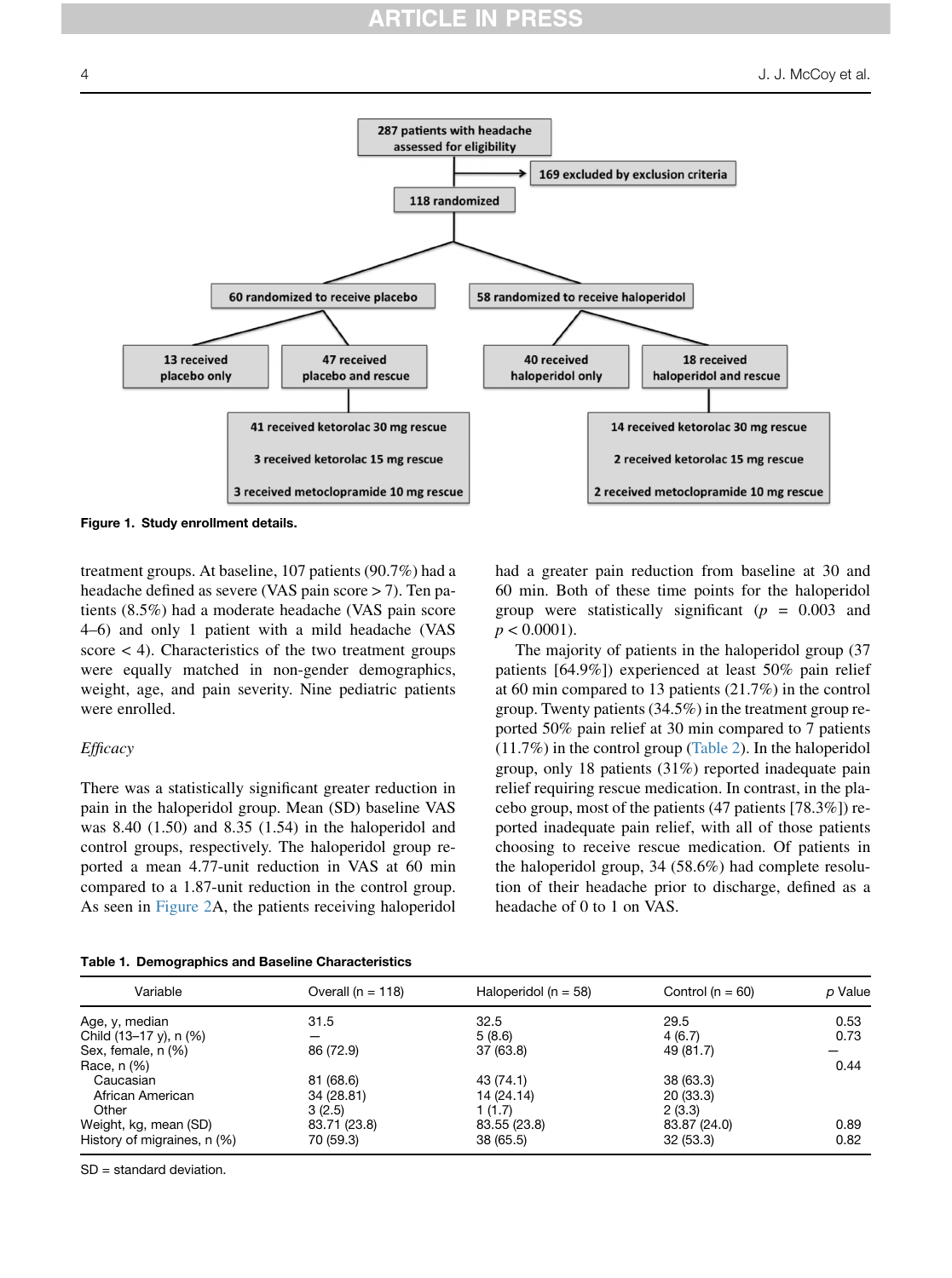287 patients with headache assessed for eligibility

169 excluded by exclusion criteria

118 randomized

60 randomized to receive placebo

58 randomized to receive haloperidol

13 received placebo only

47 received placebo and rescue

40 received haloperidol only

18 received haloperidol and rescue

41 received ketorolac 30 mg rescue

3 received ketorolac 15 mg rescue

3 received metoclopramide 10 mg rescue

14 received ketorolac 30 mg rescue

2 received ketorolac 15 mg rescue

2 received metoclopramide 10 mg rescue

**Figure 1. Study enrollment details.**

treatment groups. At baseline, 107 patients (90.7%) had a headache defined as severe (VAS pain score > 7). Ten patients (8.5%) had a moderate headache (VAS pain score 4–6) and only 1 patient with a mild headache (VAS score < 4). Characteristics of the two treatment groups were equally matched in non-gender demographics, weight, age, and pain severity. Nine pediatric patients were enrolled.

*Efficacy*

There was a statistically significant greater reduction in pain in the haloperidol group. Mean (SD) baseline VAS was 8.40 (1.50) and 8.35 (1.54) in the haloperidol and control groups, respectively. The haloperidol group reported a mean 4.77-unit reduction in VAS at 60 min compared to a 1.87-unit reduction in the control group. As seen in Figure 2A, the patients receiving haloperidol had a greater pain reduction from baseline at 30 and 60 min. Both of these time points for the haloperidol group were statistically significant ($p = 0.003$ and $p < 0.0001$).

The majority of patients in the haloperidol group (37 patients [64.9%]) experienced at least 50% pain relief at 60 min compared to 13 patients (21.7%) in the control group. Twenty patients (34.5%) in the treatment group reported 50% pain relief at 30 min compared to 7 patients (11.7%) in the control group (Table 2). In the haloperidol group, only 18 patients (31%) reported inadequate pain relief requiring rescue medication. In contrast, in the placebo group, most of the patients (47 patients [78.3%]) reported inadequate pain relief, with all of those patients choosing to receive rescue medication. Of patients in the haloperidol group, 34 (58.6%) had complete resolution of their headache prior to discharge, defined as a headache of 0 to 1 on VAS.

**Table 1. Demographics and Baseline Characteristics**

| Variable | Overall (n = 118) | Haloperidol (n = 58) | Control (n = 60) | *p* Value |
|---|---|---|---|---|
| Age, y, median | 31.5 | 32.5 | 29.5 | 0.53 |
| Child (13–17 y), n (%) | — | 5 (8.6) | 4 (6.7) | 0.73 |
| Sex, female, n (%) | 86 (72.9) | 37 (63.8) | 49 (81.7) | — |
| Race, n (%) | | | | 0.44 |
| Caucasian | 81 (68.6) | 43 (74.1) | 38 (63.3) | |
| African American | 34 (28.81) | 14 (24.14) | 20 (33.3) | |
| Other | 3 (2.5) | 1 (1.7) | 2 (3.3) | |
| Weight, kg, mean (SD) | 83.71 (23.8) | 83.55 (23.8) | 83.87 (24.0) | 0.89 |
| History of migraines, n (%) | 70 (59.3) | 38 (65.5) | 32 (53.3) | 0.82 |

SD = standard deviation.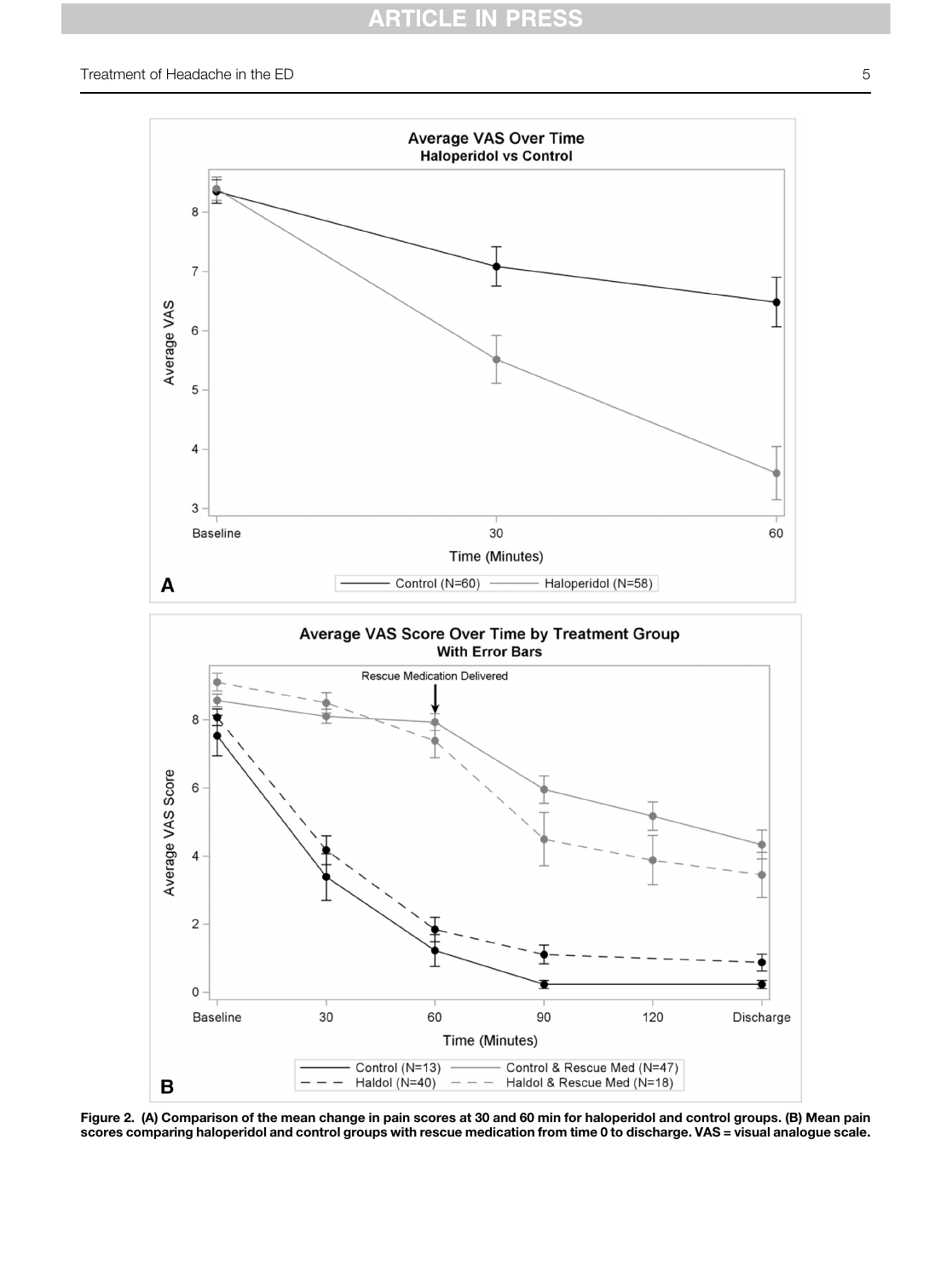Figure 2. (A) Comparison of the mean change in pain scores at 30 and 60 min for haloperidol and control groups. (B) Mean pain scores comparing haloperidol and control groups with rescue medication from time 0 to discharge. VAS = visual analogue scale.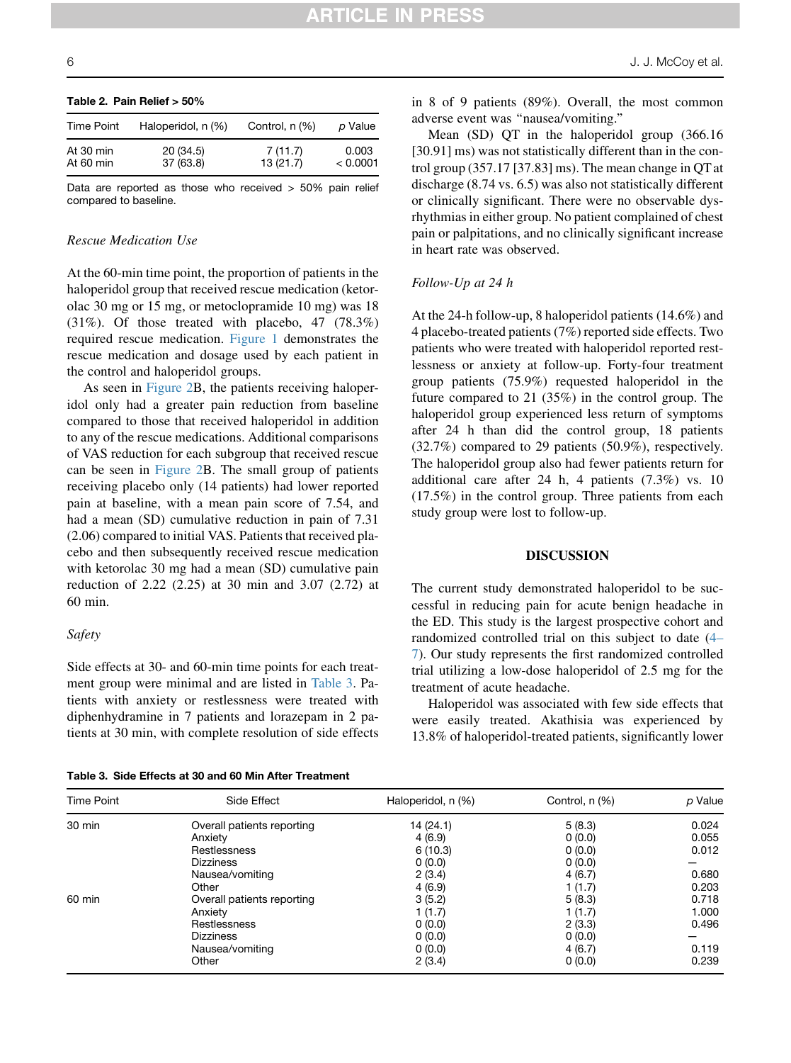**Table 2. Pain Relief > 50%**

| Time Point | Haloperidol, n (%) | Control, n (%) | *p* Value |
|---|---|---|---|
| At 30 min | 20 (34.5) | 7 (11.7) | 0.003 |
| At 60 min | 37 (63.8) | 13 (21.7) | < 0.0001 |

Data are reported as those who received > 50% pain relief compared to baseline.

### *Rescue Medication Use*

At the 60-min time point, the proportion of patients in the haloperidol group that received rescue medication (ketorolac 30 mg or 15 mg, or metoclopramide 10 mg) was 18 (31%). Of those treated with placebo, 47 (78.3%) required rescue medication. Figure 1 demonstrates the rescue medication and dosage used by each patient in the control and haloperidol groups.

As seen in Figure 2B, the patients receiving haloperidol only had a greater pain reduction from baseline compared to those that received haloperidol in addition to any of the rescue medications. Additional comparisons of VAS reduction for each subgroup that received rescue can be seen in Figure 2B. The small group of patients receiving placebo only (14 patients) had lower reported pain at baseline, with a mean pain score of 7.54, and had a mean (SD) cumulative reduction in pain of 7.31 (2.06) compared to initial VAS. Patients that received placebo and then subsequently received rescue medication with ketorolac 30 mg had a mean (SD) cumulative pain reduction of 2.22 (2.25) at 30 min and 3.07 (2.72) at 60 min.

### *Safety*

Side effects at 30- and 60-min time points for each treatment group were minimal and are listed in Table 3. Patients with anxiety or restlessness were treated with diphenhydramine in 7 patients and lorazepam in 2 patients at 30 min, with complete resolution of side effects in 8 of 9 patients (89%). Overall, the most common adverse event was "nausea/vomiting."

Mean (SD) QT in the haloperidol group (366.16 [30.91] ms) was not statistically different than in the control group (357.17 [37.83] ms). The mean change in QT at discharge (8.74 vs. 6.5) was also not statistically different or clinically significant. There were no observable dysrhythmias in either group. No patient complained of chest pain or palpitations, and no clinically significant increase in heart rate was observed.

### *Follow-Up at 24 h*

At the 24-h follow-up, 8 haloperidol patients (14.6%) and 4 placebo-treated patients (7%) reported side effects. Two patients who were treated with haloperidol reported restlessness or anxiety at follow-up. Forty-four treatment group patients (75.9%) requested haloperidol in the future compared to 21 (35%) in the control group. The haloperidol group experienced less return of symptoms after 24 h than did the control group, 18 patients (32.7%) compared to 29 patients (50.9%), respectively. The haloperidol group also had fewer patients return for additional care after 24 h, 4 patients (7.3%) vs. 10 (17.5%) in the control group. Three patients from each study group were lost to follow-up.

## DISCUSSION

The current study demonstrated haloperidol to be successful in reducing pain for acute benign headache in the ED. This study is the largest prospective cohort and randomized controlled trial on this subject to date (4–7). Our study represents the first randomized controlled trial utilizing a low-dose haloperidol of 2.5 mg for the treatment of acute headache.

Haloperidol was associated with few side effects that were easily treated. Akathisia was experienced by 13.8% of haloperidol-treated patients, significantly lower

**Table 3. Side Effects at 30 and 60 Min After Treatment**

| Time Point | Side Effect | Haloperidol, n (%) | Control, n (%) | *p* Value |
|---|---|---|---|---|
| 30 min | Overall patients reporting | 14 (24.1) | 5 (8.3) | 0.024 |
| | Anxiety | 4 (6.9) | 0 (0.0) | 0.055 |
| | Restlessness | 6 (10.3) | 0 (0.0) | 0.012 |
| | Dizziness | 0 (0.0) | 0 (0.0) | — |
| | Nausea/vomiting | 2 (3.4) | 4 (6.7) | 0.680 |
| | Other | 4 (6.9) | 1 (1.7) | 0.203 |
| 60 min | Overall patients reporting | 3 (5.2) | 5 (8.3) | 0.718 |
| | Anxiety | 1 (1.7) | 1 (1.7) | 1.000 |
| | Restlessness | 0 (0.0) | 2 (3.3) | 0.496 |
| | Dizziness | 0 (0.0) | 0 (0.0) | — |
| | Nausea/vomiting | 0 (0.0) | 4 (6.7) | 0.119 |
| | Other | 2 (3.4) | 0 (0.0) | 0.239 |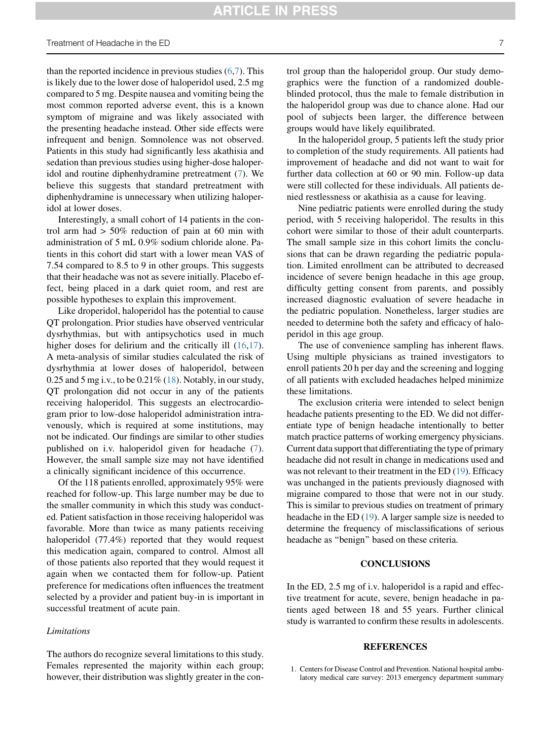than the reported incidence in previous studies (6,7). This is likely due to the lower dose of haloperidol used, 2.5 mg compared to 5 mg. Despite nausea and vomiting being the most common reported adverse event, this is a known symptom of migraine and was likely associated with the presenting headache instead. Other side effects were infrequent and benign. Somnolence was not observed. Patients in this study had significantly less akathisia and sedation than previous studies using higher-dose haloperidol and routine diphenhydramine pretreatment (7). We believe this suggests that standard pretreatment with diphenhydramine is unnecessary when utilizing haloperidol at lower doses.

Interestingly, a small cohort of 14 patients in the control arm had > 50% reduction of pain at 60 min with administration of 5 mL 0.9% sodium chloride alone. Patients in this cohort did start with a lower mean VAS of 7.54 compared to 8.5 to 9 in other groups. This suggests that their headache was not as severe initially. Placebo effect, being placed in a dark quiet room, and rest are possible hypotheses to explain this improvement.

Like droperidol, haloperidol has the potential to cause QT prolongation. Prior studies have observed ventricular dysrhythmias, but with antipsychotics used in much higher doses for delirium and the critically ill (16,17). A meta-analysis of similar studies calculated the risk of dysrhythmia at lower doses of haloperidol, between 0.25 and 5 mg i.v., to be 0.21% (18). Notably, in our study, QT prolongation did not occur in any of the patients receiving haloperidol. This suggests an electrocardiogram prior to low-dose haloperidol administration intravenously, which is required at some institutions, may not be indicated. Our findings are similar to other studies published on i.v. haloperidol given for headache (7). However, the small sample size may not have identified a clinically significant incidence of this occurrence.

Of the 118 patients enrolled, approximately 95% were reached for follow-up. This large number may be due to the smaller community in which this study was conducted. Patient satisfaction in those receiving haloperidol was favorable. More than twice as many patients receiving haloperidol (77.4%) reported that they would request this medication again, compared to control. Almost all of those patients also reported that they would request it again when we contacted them for follow-up. Patient preference for medications often influences the treatment selected by a provider and patient buy-in is important in successful treatment of acute pain.

### *Limitations*

The authors do recognize several limitations to this study. Females represented the majority within each group; however, their distribution was slightly greater in the control group than the haloperidol group. Our study demographics were the function of a randomized double-blinded protocol, thus the male to female distribution in the haloperidol group was due to chance alone. Had our pool of subjects been larger, the difference between groups would have likely equilibrated.

In the haloperidol group, 5 patients left the study prior to completion of the study requirements. All patients had improvement of headache and did not want to wait for further data collection at 60 or 90 min. Follow-up data were still collected for these individuals. All patients denied restlessness or akathisia as a cause for leaving.

Nine pediatric patients were enrolled during the study period, with 5 receiving haloperidol. The results in this cohort were similar to those of their adult counterparts. The small sample size in this cohort limits the conclusions that can be drawn regarding the pediatric population. Limited enrollment can be attributed to decreased incidence of severe benign headache in this age group, difficulty getting consent from parents, and possibly increased diagnostic evaluation of severe headache in the pediatric population. Nonetheless, larger studies are needed to determine both the safety and efficacy of haloperidol in this age group.

The use of convenience sampling has inherent flaws. Using multiple physicians as trained investigators to enroll patients 20 h per day and the screening and logging of all patients with excluded headaches helped minimize these limitations.

The exclusion criteria were intended to select benign headache patients presenting to the ED. We did not differentiate type of benign headache intentionally to better match practice patterns of working emergency physicians. Current data support that differentiating the type of primary headache did not result in change in medications used and was not relevant to their treatment in the ED (19). Efficacy was unchanged in the patients previously diagnosed with migraine compared to those that were not in our study. This is similar to previous studies on treatment of primary headache in the ED (19). A larger sample size is needed to determine the frequency of misclassifications of serious headache as "benign" based on these criteria.

## CONCLUSIONS

In the ED, 2.5 mg of i.v. haloperidol is a rapid and effective treatment for acute, severe, benign headache in patients aged between 18 and 55 years. Further clinical study is warranted to confirm these results in adolescents.

## REFERENCES

1. Centers for Disease Control and Prevention. National hospital ambulatory medical care survey: 2013 emergency department summary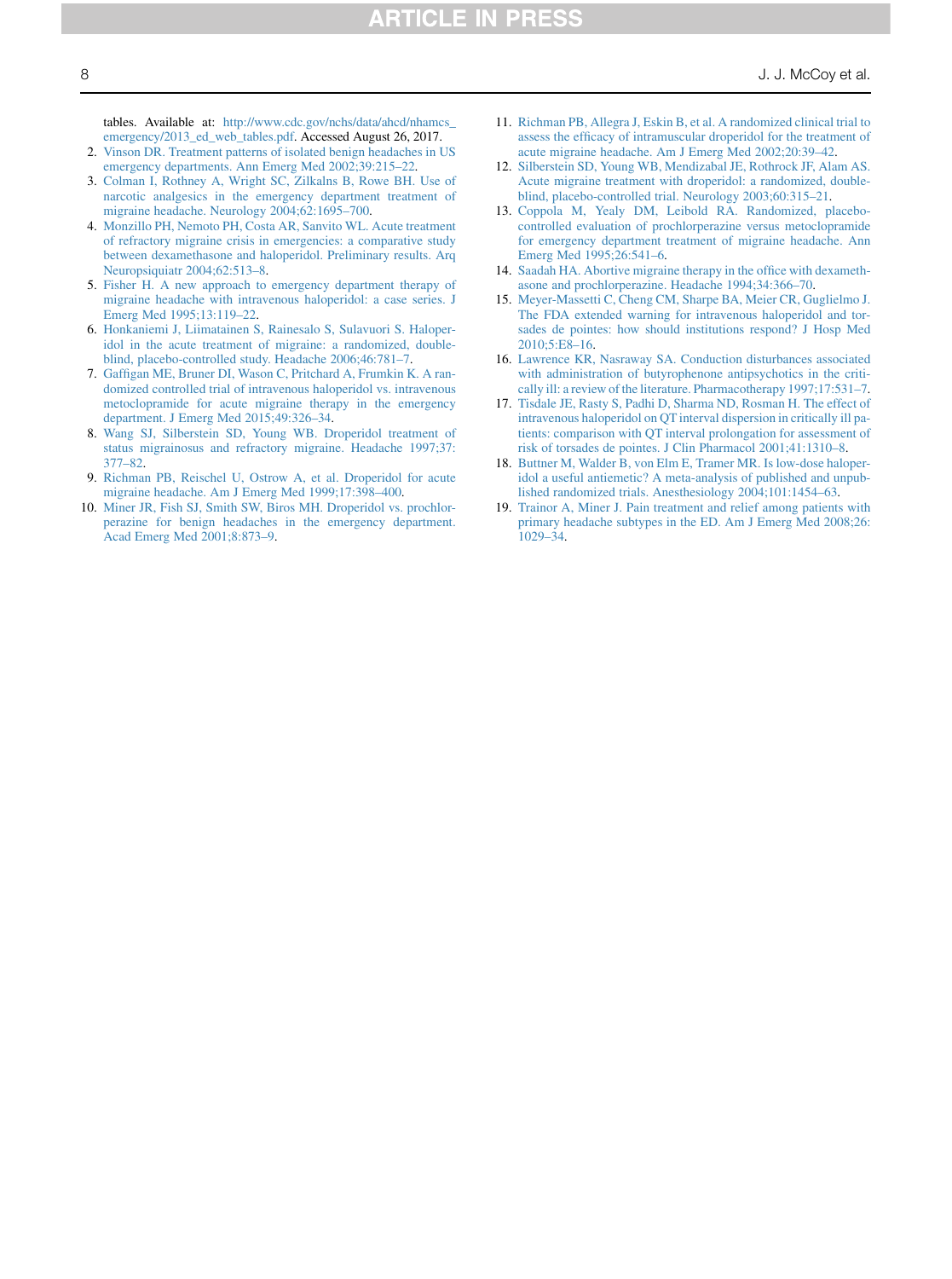tables. Available at: http://www.cdc.gov/nchs/data/ahcd/nhamcs_emergency/2013_ed_web_tables.pdf. Accessed August 26, 2017.

2. Vinson DR. Treatment patterns of isolated benign headaches in US emergency departments. Ann Emerg Med 2002;39:215–22.
3. Colman I, Rothney A, Wright SC, Zilkalns B, Rowe BH. Use of narcotic analgesics in the emergency department treatment of migraine headache. Neurology 2004;62:1695–700.
4. Monzillo PH, Nemoto PH, Costa AR, Sanvito WL. Acute treatment of refractory migraine crisis in emergencies: a comparative study between dexamethasone and haloperidol. Preliminary results. Arq Neuropsiquiatr 2004;62:513–8.
5. Fisher H. A new approach to emergency department therapy of migraine headache with intravenous haloperidol: a case series. J Emerg Med 1995;13:119–22.
6. Honkaniemi J, Liimatainen S, Rainesalo S, Sulavuori S. Haloperidol in the acute treatment of migraine: a randomized, double-blind, placebo-controlled study. Headache 2006;46:781–7.
7. Gaffigan ME, Bruner DI, Wason C, Pritchard A, Frumkin K. A randomized controlled trial of intravenous haloperidol vs. intravenous metoclopramide for acute migraine therapy in the emergency department. J Emerg Med 2015;49:326–34.
8. Wang SJ, Silberstein SD, Young WB. Droperidol treatment of status migrainosus and refractory migraine. Headache 1997;37:377–82.
9. Richman PB, Reischel U, Ostrow A, et al. Droperidol for acute migraine headache. Am J Emerg Med 1999;17:398–400.
10. Miner JR, Fish SJ, Smith SW, Biros MH. Droperidol vs. prochlorperazine for benign headaches in the emergency department. Acad Emerg Med 2001;8:873–9.
11. Richman PB, Allegra J, Eskin B, et al. A randomized clinical trial to assess the efficacy of intramuscular droperidol for the treatment of acute migraine headache. Am J Emerg Med 2002;20:39–42.
12. Silberstein SD, Young WB, Mendizabal JE, Rothrock JF, Alam AS. Acute migraine treatment with droperidol: a randomized, double-blind, placebo-controlled trial. Neurology 2003;60:315–21.
13. Coppola M, Yealy DM, Leibold RA. Randomized, placebo-controlled evaluation of prochlorperazine versus metoclopramide for emergency department treatment of migraine headache. Ann Emerg Med 1995;26:541–6.
14. Saadah HA. Abortive migraine therapy in the office with dexamethasone and prochlorperazine. Headache 1994;34:366–70.
15. Meyer-Massetti C, Cheng CM, Sharpe BA, Meier CR, Guglielmo J. The FDA extended warning for intravenous haloperidol and torsades de pointes: how should institutions respond? J Hosp Med 2010;5:E8–16.
16. Lawrence KR, Nasraway SA. Conduction disturbances associated with administration of butyrophenone antipsychotics in the critically ill: a review of the literature. Pharmacotherapy 1997;17:531–7.
17. Tisdale JE, Rasty S, Padhi D, Sharma ND, Rosman H. The effect of intravenous haloperidol on QT interval dispersion in critically ill patients: comparison with QT interval prolongation for assessment of risk of torsades de pointes. J Clin Pharmacol 2001;41:1310–8.
18. Buttner M, Walder B, von Elm E, Tramer MR. Is low-dose haloperidol a useful antiemetic? A meta-analysis of published and unpublished randomized trials. Anesthesiology 2004;101:1454–63.
19. Trainor A, Miner J. Pain treatment and relief among patients with primary headache subtypes in the ED. Am J Emerg Med 2008;26:1029–34.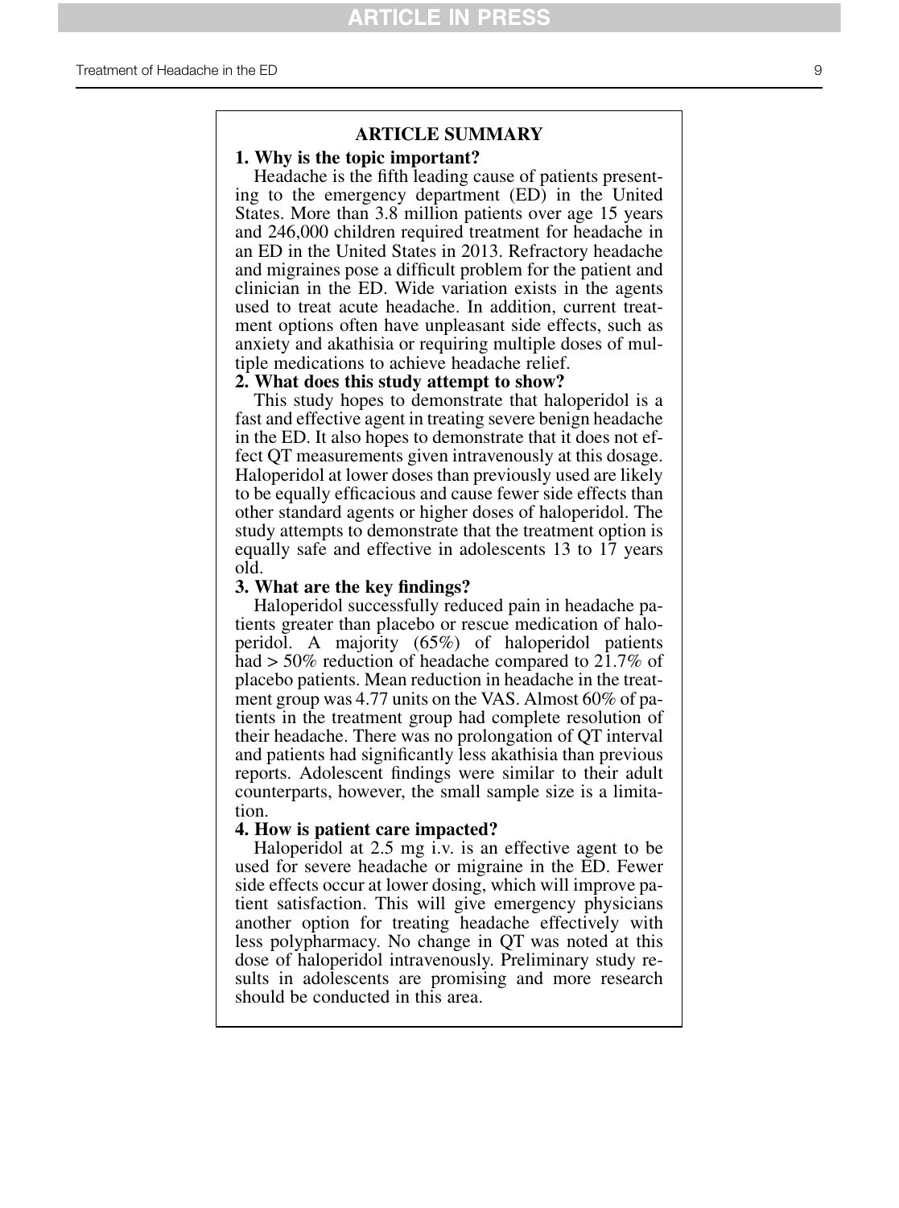## ARTICLE SUMMARY

### 1. Why is the topic important?

Headache is the fifth leading cause of patients presenting to the emergency department (ED) in the United States. More than 3.8 million patients over age 15 years and 246,000 children required treatment for headache in an ED in the United States in 2013. Refractory headache and migraines pose a difficult problem for the patient and clinician in the ED. Wide variation exists in the agents used to treat acute headache. In addition, current treatment options often have unpleasant side effects, such as anxiety and akathisia or requiring multiple doses of multiple medications to achieve headache relief.

### 2. What does this study attempt to show?

This study hopes to demonstrate that haloperidol is a fast and effective agent in treating severe benign headache in the ED. It also hopes to demonstrate that it does not effect QT measurements given intravenously at this dosage. Haloperidol at lower doses than previously used are likely to be equally efficacious and cause fewer side effects than other standard agents or higher doses of haloperidol. The study attempts to demonstrate that the treatment option is equally safe and effective in adolescents 13 to 17 years old.

### 3. What are the key findings?

Haloperidol successfully reduced pain in headache patients greater than placebo or rescue medication of haloperidol. A majority (65%) of haloperidol patients had > 50% reduction of headache compared to 21.7% of placebo patients. Mean reduction in headache in the treatment group was 4.77 units on the VAS. Almost 60% of patients in the treatment group had complete resolution of their headache. There was no prolongation of QT interval and patients had significantly less akathisia than previous reports. Adolescent findings were similar to their adult counterparts, however, the small sample size is a limitation.

### 4. How is patient care impacted?

Haloperidol at 2.5 mg i.v. is an effective agent to be used for severe headache or migraine in the ED. Fewer side effects occur at lower dosing, which will improve patient satisfaction. This will give emergency physicians another option for treating headache effectively with less polypharmacy. No change in QT was noted at this dose of haloperidol intravenously. Preliminary study results in adolescents are promising and more research should be conducted in this area.